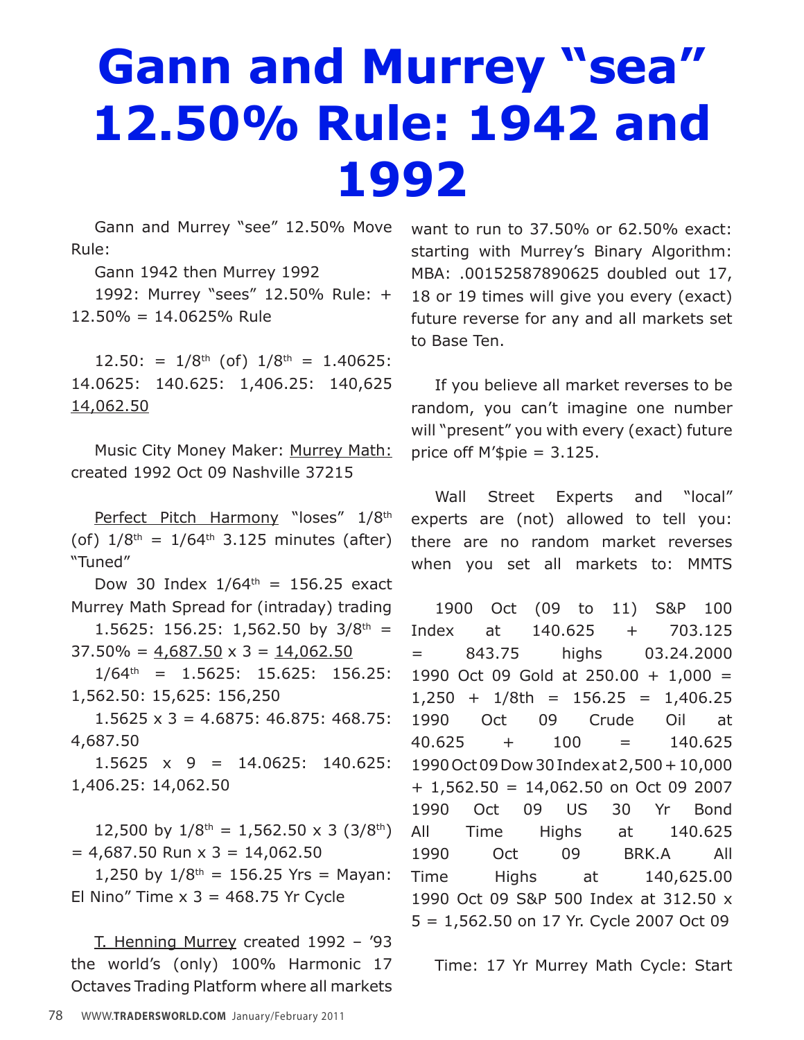# Gann and Murrey "sea" 12.50% Rule: 1942 and 1992

Gann and Murrey "see" 12.50% Move Rule:

Gann 1942 then Murrey 1992

1992: Murrey "sees" 12.50% Rule: + 12.50% = 14.0625% Rule

12.50: = 1/8th (of) 1/8th = 1.40625: 14.0625: 140.625: 1,406.25: 140,625 <u>14,062.50</u>

Music City Money Maker: <u>Murrey Math:</u> created 1992 Oct 09 Nashville 37215

<u>Perfect Pitch Harmony</u> "loses" 1/8th (of) 1/8th = 1/64th 3.125 minutes (after) "Tuned"

Dow 30 Index 1/64th = 156.25 exact Murrey Math Spread for (intraday) trading

1.5625: 156.25: 1,562.50 by 3/8th = 37.50% = <u>4,687.50</u> x 3 = <u>14,062.50</u>

1/64th = 1.5625: 15.625: 156.25: 1,562.50: 15,625: 156,250

1.5625 x 3 = 4.6875: 46.875: 468.75: 4,687.50

1.5625 x 9 = 14.0625: 140.625: 1,406.25: 14,062.50

12,500 by 1/8th = 1,562.50 x 3 (3/8th) = 4,687.50 Run x 3 = 14,062.50

1,250 by 1/8th = 156.25 Yrs = Mayan: El Nino" Time x 3 = 468.75 Yr Cycle

<u>T. Henning Murrey</u> created 1992 – '93 the world's (only) 100% Harmonic 17 Octaves Trading Platform where all markets want to run to 37.50% or 62.50% exact: starting with Murrey's Binary Algorithm: MBA: .00152587890625 doubled out 17, 18 or 19 times will give you every (exact) future reverse for any and all markets set to Base Ten.

If you believe all market reverses to be random, you can't imagine one number will "present" you with every (exact) future price off M'$pie = 3.125.

Wall Street Experts and "local" experts are (not) allowed to tell you: there are no random market reverses when you set all markets to: MMTS

1900 Oct (09 to 11) S&P 100 Index at 140.625 + 703.125 = 843.75 highs 03.24.2000
1990 Oct 09 Gold at 250.00 + 1,000 = 1,250 + 1/8th = 156.25 = 1,406.25
1990 Oct 09 Crude Oil at 40.625 + 100 = 140.625
1990 Oct 09 Dow 30 Index at 2,500 + 10,000 + 1,562.50 = 14,062.50 on Oct 09 2007
1990 Oct 09 US 30 Yr Bond All Time Highs at 140.625
1990 Oct 09 BRK.A All Time Highs at 140,625.00
1990 Oct 09 S&P 500 Index at 312.50 x 5 = 1,562.50 on 17 Yr. Cycle 2007 Oct 09

Time: 17 Yr Murrey Math Cycle: Start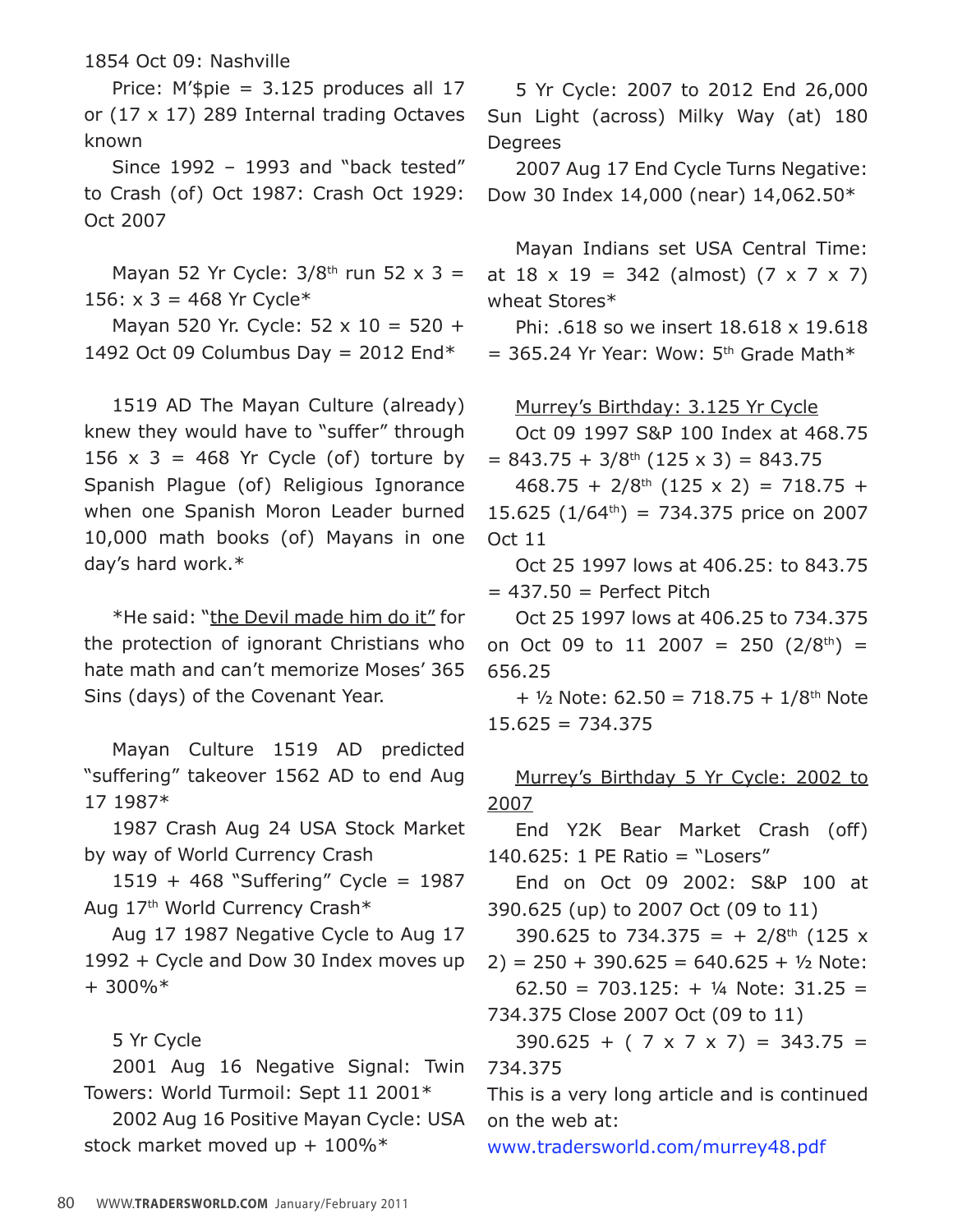1854 Oct 09: Nashville

Price: M'$pie = 3.125 produces all 17 or (17 x 17) 289 Internal trading Octaves known

Since 1992 – 1993 and "back tested" to Crash (of) Oct 1987: Crash Oct 1929: Oct 2007

Mayan 52 Yr Cycle: 3/8th run 52 x 3 = 156: x 3 = 468 Yr Cycle*

Mayan 520 Yr. Cycle: 52 x 10 = 520 + 1492 Oct 09 Columbus Day = 2012 End*

1519 AD The Mayan Culture (already) knew they would have to "suffer" through 156 x 3 = 468 Yr Cycle (of) torture by Spanish Plague (of) Religious Ignorance when one Spanish Moron Leader burned 10,000 math books (of) Mayans in one day's hard work.*

*He said: "the Devil made him do it" for the protection of ignorant Christians who hate math and can't memorize Moses' 365 Sins (days) of the Covenant Year.

Mayan Culture 1519 AD predicted "suffering" takeover 1562 AD to end Aug 17 1987*

1987 Crash Aug 24 USA Stock Market by way of World Currency Crash

1519 + 468 "Suffering" Cycle = 1987 Aug 17th World Currency Crash*

Aug 17 1987 Negative Cycle to Aug 17 1992 + Cycle and Dow 30 Index moves up + 300%*

5 Yr Cycle

2001 Aug 16 Negative Signal: Twin Towers: World Turmoil: Sept 11 2001*

2002 Aug 16 Positive Mayan Cycle: USA stock market moved up + 100%*

5 Yr Cycle: 2007 to 2012 End 26,000 Sun Light (across) Milky Way (at) 180 Degrees

2007 Aug 17 End Cycle Turns Negative: Dow 30 Index 14,000 (near) 14,062.50*

Mayan Indians set USA Central Time: at 18 x 19 = 342 (almost) (7 x 7 x 7) wheat Stores*

Phi: .618 so we insert 18.618 x 19.618 = 365.24 Yr Year: Wow: 5th Grade Math*

Murrey's Birthday: 3.125 Yr Cycle

Oct 09 1997 S&P 100 Index at 468.75 = 843.75 + 3/8th (125 x 3) = 843.75

468.75 + 2/8th (125 x 2) = 718.75 + 15.625 (1/64th) = 734.375 price on 2007 Oct 11

Oct 25 1997 lows at 406.25: to 843.75 = 437.50 = Perfect Pitch

Oct 25 1997 lows at 406.25 to 734.375 on Oct 09 to 11 2007 = 250 (2/8th) = 656.25

+ ½ Note: 62.50 = 718.75 + 1/8th Note 15.625 = 734.375

Murrey's Birthday 5 Yr Cycle: 2002 to 2007

End Y2K Bear Market Crash (off) 140.625: 1 PE Ratio = "Losers"

End on Oct 09 2002: S&P 100 at 390.625 (up) to 2007 Oct (09 to 11)

390.625 to 734.375 = + 2/8th (125 x 2) = 250 + 390.625 = 640.625 + ½ Note:

62.50 = 703.125: + ¼ Note: 31.25 = 734.375 Close 2007 Oct (09 to 11)

390.625 + ( 7 x 7 x 7) = 343.75 = 734.375

This is a very long article and is continued on the web at: www.tradersworld.com/murrey48.pdf